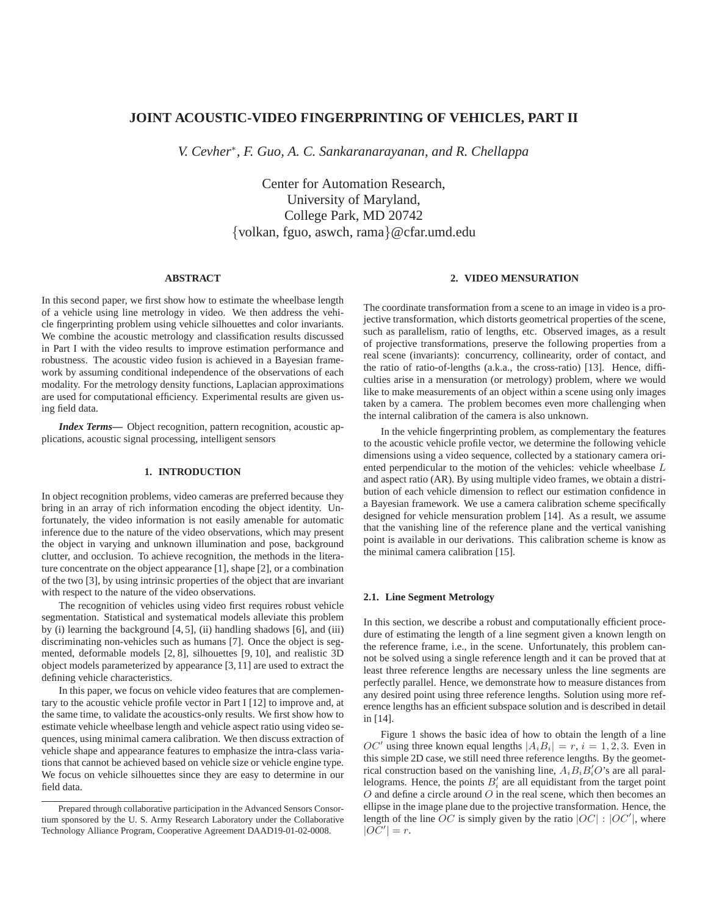# JOINT ACOUSTIC-VIDEO FINGERPRINTING OF VEHICLES, PART II

*V. Cevher*, F. Guo, A. C. Sankaranarayanan, and R. Chellappa*

Center for Automation Research,
University of Maryland,
College Park, MD 20742
{volkan, fguo, aswch, rama}@cfar.umd.edu

### ABSTRACT

In this second paper, we first show how to estimate the wheelbase length of a vehicle using line metrology in video. We then address the vehicle fingerprinting problem using vehicle silhouettes and color invariants. We combine the acoustic metrology and classification results discussed in Part I with the video results to improve estimation performance and robustness. The acoustic video fusion is achieved in a Bayesian framework by assuming conditional independence of the observations of each modality. For the metrology density functions, Laplacian approximations are used for computational efficiency. Experimental results are given using field data.

***Index Terms—*** Object recognition, pattern recognition, acoustic applications, acoustic signal processing, intelligent sensors

## 1. INTRODUCTION

In object recognition problems, video cameras are preferred because they bring in an array of rich information encoding the object identity. Unfortunately, the video information is not easily amenable for automatic inference due to the nature of the video observations, which may present the object in varying and unknown illumination and pose, background clutter, and occlusion. To achieve recognition, the methods in the literature concentrate on the object appearance [1], shape [2], or a combination of the two [3], by using intrinsic properties of the object that are invariant with respect to the nature of the video observations.

The recognition of vehicles using video first requires robust vehicle segmentation. Statistical and systematical models alleviate this problem by (i) learning the background [4, 5], (ii) handling shadows [6], and (iii) discriminating non-vehicles such as humans [7]. Once the object is segmented, deformable models [2, 8], silhouettes [9, 10], and realistic 3D object models parameterized by appearance [3, 11] are used to extract the defining vehicle characteristics.

In this paper, we focus on vehicle video features that are complementary to the acoustic vehicle profile vector in Part I [12] to improve and, at the same time, to validate the acoustics-only results. We first show how to estimate vehicle wheelbase length and vehicle aspect ratio using video sequences, using minimal camera calibration. We then discuss extraction of vehicle shape and appearance features to emphasize the intra-class variations that cannot be achieved based on vehicle size or vehicle engine type. We focus on vehicle silhouettes since they are easy to determine in our field data.

Prepared through collaborative participation in the Advanced Sensors Consortium sponsored by the U. S. Army Research Laboratory under the Collaborative Technology Alliance Program, Cooperative Agreement DAAD19-01-02-0008.

## 2. VIDEO MENSURATION

The coordinate transformation from a scene to an image in video is a projective transformation, which distorts geometrical properties of the scene, such as parallelism, ratio of lengths, etc. Observed images, as a result of projective transformations, preserve the following properties from a real scene (invariants): concurrency, collinearity, order of contact, and the ratio of ratio-of-lengths (a.k.a., the cross-ratio) [13]. Hence, difficulties arise in a mensuration (or metrology) problem, where we would like to make measurements of an object within a scene using only images taken by a camera. The problem becomes even more challenging when the internal calibration of the camera is also unknown.

In the vehicle fingerprinting problem, as complementary the features to the acoustic vehicle profile vector, we determine the following vehicle dimensions using a video sequence, collected by a stationary camera oriented perpendicular to the motion of the vehicles: vehicle wheelbase $L$ and aspect ratio (AR). By using multiple video frames, we obtain a distribution of each vehicle dimension to reflect our estimation confidence in a Bayesian framework. We use a camera calibration scheme specifically designed for vehicle mensuration problem [14]. As a result, we assume that the vanishing line of the reference plane and the vertical vanishing point is available in our derivations. This calibration scheme is know as the minimal camera calibration [15].

### 2.1. Line Segment Metrology

In this section, we describe a robust and computationally efficient procedure of estimating the length of a line segment given a known length on the reference frame, i.e., in the scene. Unfortunately, this problem cannot be solved using a single reference length and it can be proved that at least three reference lengths are necessary unless the line segments are perfectly parallel. Hence, we demonstrate how to measure distances from any desired point using three reference lengths. Solution using more reference lengths has an efficient subspace solution and is described in detail in [14].

Figure 1 shows the basic idea of how to obtain the length of a line $OC'$ using three known equal lengths $|A_iB_i| = r$, $i = 1, 2, 3$. Even in this simple 2D case, we still need three reference lengths. By the geometrical construction based on the vanishing line, $A_iB_iB_i'O$'s are all parallelograms. Hence, the points $B_i'$ are all equidistant from the target point $O$ and define a circle around $O$ in the real scene, which then becomes an ellipse in the image plane due to the projective transformation. Hence, the length of the line $OC$ is simply given by the ratio $|OC| : |OC'|$, where $|OC'| = r$.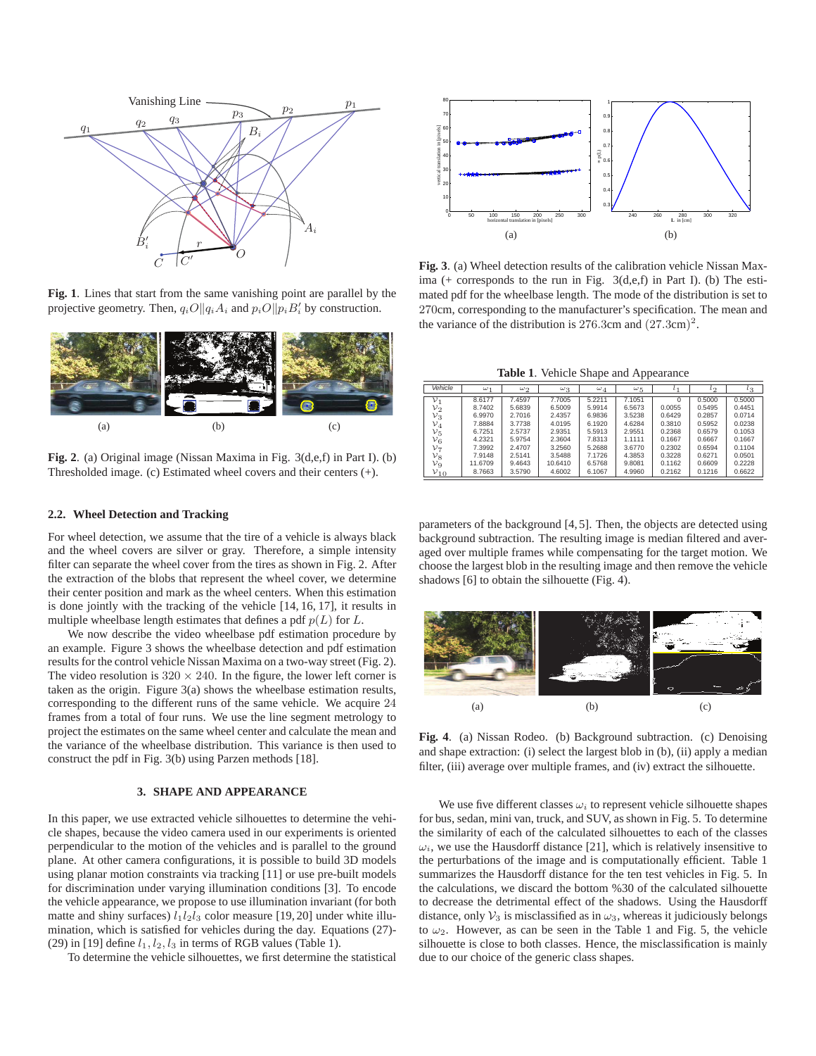**Fig. 1**. Lines that start from the same vanishing point are parallel by the projective geometry. Then, $q_iO \| q_iA_i$ and $p_iO \| p_iB_i'$ by construction.

**Fig. 2**. (a) Original image (Nissan Maxima in Fig. 3(d,e,f) in Part I). (b) Thresholded image. (c) Estimated wheel covers and their centers (+).

### 2.2. Wheel Detection and Tracking

For wheel detection, we assume that the tire of a vehicle is always black and the wheel covers are silver or gray. Therefore, a simple intensity filter can separate the wheel cover from the tires as shown in Fig. 2. After the extraction of the blobs that represent the wheel cover, we determine their center position and mark as the wheel centers. When this estimation is done jointly with the tracking of the vehicle [14, 16, 17], it results in multiple wheelbase length estimates that defines a pdf $p(L)$ for $L$.

We now describe the video wheelbase pdf estimation procedure by an example. Figure 3 shows the wheelbase detection and pdf estimation results for the control vehicle Nissan Maxima on a two-way street (Fig. 2). The video resolution is $320 \times 240$. In the figure, the lower left corner is taken as the origin. Figure 3(a) shows the wheelbase estimation results, corresponding to the different runs of the same vehicle. We acquire $24$ frames from a total of four runs. We use the line segment metrology to project the estimates on the same wheel center and calculate the mean and the variance of the wheelbase distribution. This variance is then used to construct the pdf in Fig. 3(b) using Parzen methods [18].

## 3. SHAPE AND APPEARANCE

In this paper, we use extracted vehicle silhouettes to determine the vehicle shapes, because the video camera used in our experiments is oriented perpendicular to the motion of the vehicles and is parallel to the ground plane. At other camera configurations, it is possible to build 3D models using planar motion constraints via tracking [11] or use pre-built models for discrimination under varying illumination conditions [3]. To encode the vehicle appearance, we propose to use illumination invariant (for both matte and shiny surfaces) $l_1l_2l_3$ color measure [19, 20] under white illumination, which is satisfied for vehicles during the day. Equations (27)-(29) in [19] define $l_1, l_2, l_3$ in terms of RGB values (Table 1).

To determine the vehicle silhouettes, we first determine the statistical parameters of the background [4, 5]. Then, the objects are detected using background subtraction. The resulting image is median filtered and averaged over multiple frames while compensating for the target motion. We choose the largest blob in the resulting image and then remove the vehicle shadows [6] to obtain the silhouette (Fig. 4).

**Fig. 3**. (a) Wheel detection results of the calibration vehicle Nissan Maxima (+ corresponds to the run in Fig. 3(d,e,f) in Part I). (b) The estimated pdf for the wheelbase length. The mode of the distribution is set to 270cm, corresponding to the manufacturer's specification. The mean and the variance of the distribution is $276.3$cm and $(27.3\text{cm})^2$.

**Table 1**. Vehicle Shape and Appearance

| Vehicle | $\omega_1$ | $\omega_2$ | $\omega_3$ | $\omega_4$ | $\omega_5$ | $l_1$ | $l_2$ | $l_3$ |
|---|---|---|---|---|---|---|---|---|
| $\mathcal{V}_1$ | 8.6177 | 7.4597 | 7.7005 | 5.2211 | 7.1051 | 0 | 0.5000 | 0.5000 |
| $\mathcal{V}_2$ | 8.7402 | 5.6839 | 6.5009 | 5.9914 | 6.5673 | 0.0055 | 0.5495 | 0.4451 |
| $\mathcal{V}_3$ | 6.9970 | 2.7016 | 2.4357 | 6.9836 | 3.5238 | 0.6429 | 0.2857 | 0.0714 |
| $\mathcal{V}_4$ | 7.8884 | 3.7738 | 4.0195 | 6.1920 | 4.6284 | 0.3810 | 0.5952 | 0.0238 |
| $\mathcal{V}_5$ | 6.7251 | 2.5737 | 2.9351 | 5.5913 | 2.9551 | 0.2368 | 0.6579 | 0.1053 |
| $\mathcal{V}_6$ | 4.2321 | 5.9754 | 2.3604 | 7.8313 | 1.1111 | 0.1667 | 0.6667 | 0.1667 |
| $\mathcal{V}_7$ | 7.3992 | 2.4707 | 3.2560 | 5.2688 | 3.6770 | 0.2302 | 0.6594 | 0.1104 |
| $\mathcal{V}_8$ | 7.9148 | 2.5141 | 3.5488 | 7.1726 | 4.3853 | 0.3228 | 0.6271 | 0.0501 |
| $\mathcal{V}_9$ | 11.6709 | 9.4643 | 10.6410 | 6.5768 | 9.8081 | 0.1162 | 0.6609 | 0.2228 |
| $\mathcal{V}_{10}$ | 8.7663 | 3.5790 | 4.6002 | 6.1067 | 4.9960 | 0.2162 | 0.1216 | 0.6622 |

**Fig. 4**. (a) Nissan Rodeo. (b) Background subtraction. (c) Denoising and shape extraction: (i) select the largest blob in (b), (ii) apply a median filter, (iii) average over multiple frames, and (iv) extract the silhouette.

We use five different classes $\omega_i$ to represent vehicle silhouette shapes for bus, sedan, mini van, truck, and SUV, as shown in Fig. 5. To determine the similarity of each of the calculated silhouettes to each of the classes $\omega_i$, we use the Hausdorff distance [21], which is relatively insensitive to the perturbations of the image and is computationally efficient. Table 1 summarizes the Hausdorff distance for the ten test vehicles in Fig. 5. In the calculations, we discard the bottom %30 of the calculated silhouette to decrease the detrimental effect of the shadows. Using the Hausdorff distance, only $\mathcal{V}_3$ is misclassified as in $\omega_3$, whereas it judiciously belongs to $\omega_2$. However, as can be seen in the Table 1 and Fig. 5, the vehicle silhouette is close to both classes. Hence, the misclassification is mainly due to our choice of the generic class shapes.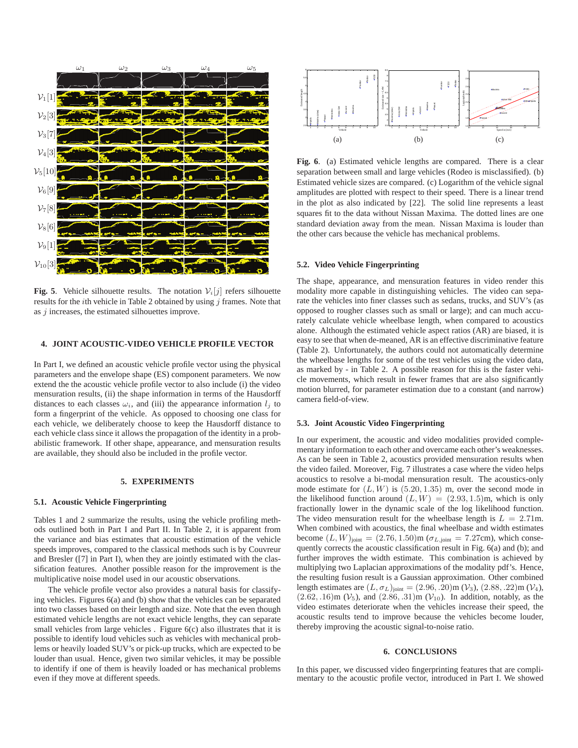**Fig. 5**. Vehicle silhouette results. The notation $\mathcal{V}_i[j]$ refers silhouette results for the $i$th vehicle in Table 2 obtained by using $j$ frames. Note that as $j$ increases, the estimated silhouettes improve.

## 4. JOINT ACOUSTIC-VIDEO VEHICLE PROFILE VECTOR

In Part I, we defined an acoustic vehicle profile vector using the physical parameters and the envelope shape (ES) component parameters. We now extend the the acoustic vehicle profile vector to also include (i) the video mensuration results, (ii) the shape information in terms of the Hausdorff distances to each classes $\omega_i$, and (iii) the appearance information $l_j$ to form a fingerprint of the vehicle. As opposed to choosing one class for each vehicle, we deliberately choose to keep the Hausdorff distance to each vehicle class since it allows the propagation of the identity in a probabilistic framework. If other shape, appearance, and mensuration results are available, they should also be included in the profile vector.

## 5. EXPERIMENTS

### 5.1. Acoustic Vehicle Fingerprinting

Tables 1 and 2 summarize the results, using the vehicle profiling methods outlined both in Part I and Part II. In Table 2, it is apparent from the variance and bias estimates that acoustic estimation of the vehicle speeds improves, compared to the classical methods such is by Couvreur and Bresler ([7] in Part I), when they are jointly estimated with the classification features. Another possible reason for the improvement is the multiplicative noise model used in our acoustic observations.

The vehicle profile vector also provides a natural basis for classifying vehicles. Figures 6(a) and (b) show that the vehicles can be separated into two classes based on their length and size. Note that the even though estimated vehicle lengths are not exact vehicle lengths, they can separate small vehicles from large vehicles . Figure 6(c) also illustrates that it is possible to identify loud vehicles such as vehicles with mechanical problems or heavily loaded SUV's or pick-up trucks, which are expected to be louder than usual. Hence, given two similar vehicles, it may be possible to identify if one of them is heavily loaded or has mechanical problems even if they move at different speeds.

**Fig. 6**. (a) Estimated vehicle lengths are compared. There is a clear separation between small and large vehicles (Rodeo is misclassified). (b) Estimated vehicle sizes are compared. (c) Logarithm of the vehicle signal amplitudes are plotted with respect to their speed. There is a linear trend in the plot as also indicated by [22]. The solid line represents a least squares fit to the data without Nissan Maxima. The dotted lines are one standard deviation away from the mean. Nissan Maxima is louder than the other cars because the vehicle has mechanical problems.

### 5.2. Video Vehicle Fingerprinting

The shape, appearance, and mensuration features in video render this modality more capable in distinguishing vehicles. The video can separate the vehicles into finer classes such as sedans, trucks, and SUV's (as opposed to rougher classes such as small or large); and can much accurately calculate vehicle wheelbase length, when compared to acoustics alone. Although the estimated vehicle aspect ratios (AR) are biased, it is easy to see that when de-meaned, AR is an effective discriminative feature (Table 2). Unfortunately, the authors could not automatically determine the wheelbase lengths for some of the test vehicles using the video data, as marked by - in Table 2. A possible reason for this is the faster vehicle movements, which result in fewer frames that are also significantly motion blurred, for parameter estimation due to a constant (and narrow) camera field-of-view.

### 5.3. Joint Acoustic Video Fingerprinting

In our experiment, the acoustic and video modalities provided complementary information to each other and overcame each other's weaknesses. As can be seen in Table 2, acoustics provided mensuration results when the video failed. Moreover, Fig. 7 illustrates a case where the video helps acoustics to resolve a bi-modal mensuration result. The acoustics-only mode estimate for $(L, W)$ is $(5.20, 1.35)$ m, over the second mode in the likelihood function around $(L, W) = (2.93, 1.5)$m, which is only fractionally lower in the dynamic scale of the log likelihood function. The video mensuration result for the wheelbase length is $L = 2.71$m. When combined with acoustics, the final wheelbase and width estimates become $(L, W)_{\text{joint}} = (2.76, 1.50)$m ($\sigma_{L,\text{joint}} = 7.27$cm), which consequently corrects the acoustic classification result in Fig. 6(a) and (b); and further improves the width estimate. This combination is achieved by multiplying two Laplacian approximations of the modality pdf's. Hence, the resulting fusion result is a Gaussian approximation. Other combined length estimates are $(L, \sigma_L)_{\text{joint}} = (2.96, .20)$m ($\mathcal{V}_3$), $(2.88, .22)$m ($\mathcal{V}_4$), $(2.62, .16)$m ($\mathcal{V}_5$), and $(2.86, .31)$m ($\mathcal{V}_{10}$). In addition, notably, as the video estimates deteriorate when the vehicles increase their speed, the acoustic results tend to improve because the vehicles become louder, thereby improving the acoustic signal-to-noise ratio.

## 6. CONCLUSIONS

In this paper, we discussed video fingerprinting features that are complimentary to the acoustic profile vector, introduced in Part I. We showed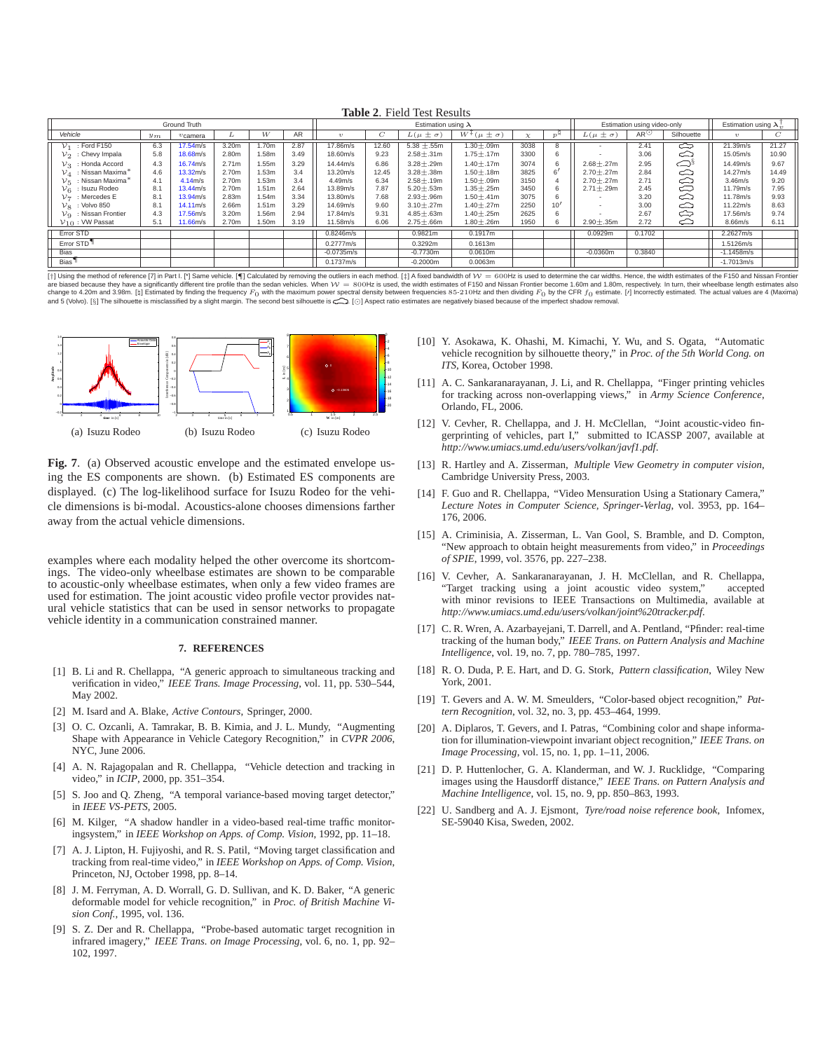**Table 2**. Field Test Results

| Ground Truth | | | | | | Estimation using $\boldsymbol{\lambda}$ | | | | | | | Estimation using video-only | | | Estimation using $\boldsymbol{\lambda}_v^{\dagger}$ | |
|---|---|---|---|---|---|---|---|---|---|---|---|---|---|---|---|---|---|
| Vehicle | $y_m$ | $v_{\text{camera}}$ | $L$ | $W$ | AR | $v$ | $C$ | $L(\mu \pm \sigma)$ | $W^{\ddagger}(\mu \pm \sigma)$ | $\chi$ | $p^{\sharp}$ | $L(\mu \pm \sigma)$ | AR$^{\odot}$ | Silhouette | $v$ | $C$ |
| $\mathcal{V}_1$ : Ford F150 | 6.3 | 17.54m/s | 3.20m | 1.70m | 2.87 | 17.86m/s | 12.60 | 5.38 ± .55m | 1.30±.09m | 3038 | 8 | - | 2.41 | | 21.39m/s | 21.27 |
| $\mathcal{V}_2$ : Chevy Impala | 5.8 | 18.68m/s | 2.80m | 1.58m | 3.49 | 18.60m/s | 9.23 | 2.58±.31m | 1.75±.17m | 3300 | 6 | - | 3.06 | | 15.05m/s | 10.90 |
| $\mathcal{V}_3$ : Honda Accord | 4.3 | 16.74m/s | 2.71m | 1.55m | 3.29 | 14.44m/s | 6.86 | 3.28±.29m | 1.40±.17m | 3074 | 6 | 2.68±.27m | 2.95 | § | 14.49m/s | 9.67 |
| $\mathcal{V}_4$ : Nissan Maxima* | 4.6 | 13.32m/s | 2.70m | 1.53m | 3.4 | 13.20m/s | 12.45 | 3.28±.38m | 1.50±.18m | 3825 | 6′ | 2.70±.27m | 2.84 | | 14.27m/s | 14.49 |
| $\mathcal{V}_5$ : Nissan Maxima* | 4.1 | 4.14m/s | 2.70m | 1.53m | 3.4 | 4.49m/s | 6.34 | 2.58±.19m | 1.50±.09m | 3150 | 4 | 2.70±.27m | 2.71 | | 3.46m/s | 9.20 |
| $\mathcal{V}_6$ : Isuzu Rodeo | 8.1 | 13.44m/s | 2.70m | 1.51m | 2.64 | 13.89m/s | 7.87 | 5.20±.53m | 1.35±.25m | 3450 | 6 | 2.71±.29m | 2.45 | | 11.79m/s | 7.95 |
| $\mathcal{V}_7$ : Mercedes E | 8.1 | 13.94m/s | 2.83m | 1.54m | 3.34 | 13.80m/s | 7.68 | 2.93±.96m | 1.50±.41m | 3075 | 6 | - | 3.20 | | 11.78m/s | 9.93 |
| $\mathcal{V}_8$ : Volvo 850 | 8.1 | 14.11m/s | 2.66m | 1.51m | 3.29 | 14.69m/s | 9.60 | 3.10±.27m | 1.40±.27m | 2250 | 10′ | - | 3.00 | | 11.22m/s | 8.63 |
| $\mathcal{V}_9$ : Nissan Frontier | 4.3 | 17.56m/s | 3.20m | 1.56m | 2.94 | 17.84m/s | 9.31 | 4.85±.63m | 1.40±.25m | 2625 | 6 | - | 2.67 | | 17.56m/s | 9.74 |
| $\mathcal{V}_{10}$ : VW Passat | 5.1 | 11.66m/s | 2.70m | 1.50m | 3.19 | 11.58m/s | 6.06 | 2.75±.66m | 1.80±.26m | 1950 | 6 | 2.90±.35m | 2.72 | | 8.66m/s | 6.11 |
| Error STD | | | | | | 0.8246m/s | | 0.9821m | 0.1917m | | | 0.0929m | 0.1702 | | 2.2627m/s | |
| Error STD¶ | | | | | | 0.2777m/s | | 0.3292m | 0.1613m | | | | | | 1.5126m/s | |
| Bias | | | | | | -0.0735m/s | | -0.7730m | 0.0610m | | | -0.0360m | 0.3840 | | -1.1458m/s | |
| Bias¶ | | | | | | 0.1737m/s | | -0.2000m | 0.0063m | | | | | | -1.7013m/s | |

[†] Using the method of reference [7] in Part I. [*] Same vehicle. [¶] Calculated by removing the outliers in each method. [‡] A fixed bandwidth of $\mathcal{W} = 600$Hz is used to determine the car widths. Hence, the width estimates of the F150 and Nissan Frontier are biased because they have a significantly different tire profile than the sedan vehicles. When $\mathcal{W} = 800$Hz is used, the width estimates of F150 and Nissan Frontier become 1.60m and 1.80m, respectively. In turn, their wheelbase length estimates also change to 4.20m and 3.98m. [♯] Estimated by finding the frequency $F_0$ with the maximum power spectral density between frequencies 85-210Hz and then dividing $F_0$ by the CFR $f_0$ estimate. [′] Incorrectly estimated. The actual values are 4 (Maxima) and 5 (Volvo). [§] The silhouette is misclassified by a slight margin. The second best silhouette is [shape]. [⊙] Aspect ratio estimates are negatively biased because of the imperfect shadow removal.

(a) Isuzu Rodeo (b) Isuzu Rodeo (c) Isuzu Rodeo

**Fig. 7**. (a) Observed acoustic envelope and the estimated envelope using the ES components are shown. (b) Estimated ES components are displayed. (c) The log-likelihood surface for Isuzu Rodeo for the vehicle dimensions is bi-modal. Acoustics-alone chooses dimensions farther away from the actual vehicle dimensions.

examples where each modality helped the other overcome its shortcomings. The video-only wheelbase estimates are shown to be comparable to acoustic-only wheelbase estimates, when only a few video frames are used for estimation. The joint acoustic video profile vector provides natural vehicle statistics that can be used in sensor networks to propagate vehicle identity in a communication constrained manner.

## 7. REFERENCES

[1] B. Li and R. Chellappa, "A generic approach to simultaneous tracking and verification in video," *IEEE Trans. Image Processing*, vol. 11, pp. 530–544, May 2002.

[2] M. Isard and A. Blake, *Active Contours*, Springer, 2000.

[3] O. C. Ozcanli, A. Tamrakar, B. B. Kimia, and J. L. Mundy, "Augmenting Shape with Appearance in Vehicle Category Recognition," in *CVPR 2006*, NYC, June 2006.

[4] A. N. Rajagopalan and R. Chellappa, "Vehicle detection and tracking in video," in *ICIP*, 2000, pp. 351–354.

[5] S. Joo and Q. Zheng, "A temporal variance-based moving target detector," in *IEEE VS-PETS*, 2005.

[6] M. Kilger, "A shadow handler in a video-based real-time traffic monitoringsystem," in *IEEE Workshop on Apps. of Comp. Vision*, 1992, pp. 11–18.

[7] A. J. Lipton, H. Fujiyoshi, and R. S. Patil, "Moving target classification and tracking from real-time video," in *IEEE Workshop on Apps. of Comp. Vision*, Princeton, NJ, October 1998, pp. 8–14.

[8] J. M. Ferryman, A. D. Worrall, G. D. Sullivan, and K. D. Baker, "A generic deformable model for vehicle recognition," in *Proc. of British Machine Vision Conf.*, 1995, vol. 136.

[9] S. Z. Der and R. Chellappa, "Probe-based automatic target recognition in infrared imagery," *IEEE Trans. on Image Processing*, vol. 6, no. 1, pp. 92–102, 1997.

[10] Y. Asokawa, K. Ohashi, M. Kimachi, Y. Wu, and S. Ogata, "Automatic vehicle recognition by silhouette theory," in *Proc. of the 5th World Cong. on ITS*, Korea, October 1998.

[11] A. C. Sankaranarayanan, J. Li, and R. Chellappa, "Finger printing vehicles for tracking across non-overlapping views," in *Army Science Conference*, Orlando, FL, 2006.

[12] V. Cevher, R. Chellappa, and J. H. McClellan, "Joint acoustic-video fingerprinting of vehicles, part I," submitted to ICASSP 2007, available at *http://www.umiacs.umd.edu/users/volkan/javf1.pdf*.

[13] R. Hartley and A. Zisserman, *Multiple View Geometry in computer vision*, Cambridge University Press, 2003.

[14] F. Guo and R. Chellappa, "Video Mensuration Using a Stationary Camera," *Lecture Notes in Computer Science, Springer-Verlag*, vol. 3953, pp. 164–176, 2006.

[15] A. Criminisia, A. Zisserman, L. Van Gool, S. Bramble, and D. Compton, "New approach to obtain height measurements from video," in *Proceedings of SPIE*, 1999, vol. 3576, pp. 227–238.

[16] V. Cevher, A. Sankaranarayanan, J. H. McClellan, and R. Chellappa, "Target tracking using a joint acoustic video system," accepted with minor revisions to IEEE Transactions on Multimedia, available at *http://www.umiacs.umd.edu/users/volkan/joint%20tracker.pdf*.

[17] C. R. Wren, A. Azarbayejani, T. Darrell, and A. Pentland, "Pfinder: real-time tracking of the human body," *IEEE Trans. on Pattern Analysis and Machine Intelligence*, vol. 19, no. 7, pp. 780–785, 1997.

[18] R. O. Duda, P. E. Hart, and D. G. Stork, *Pattern classification*, Wiley New York, 2001.

[19] T. Gevers and A. W. M. Smeulders, "Color-based object recognition," *Pattern Recognition*, vol. 32, no. 3, pp. 453–464, 1999.

[20] A. Diplaros, T. Gevers, and I. Patras, "Combining color and shape information for illumination-viewpoint invariant object recognition," *IEEE Trans. on Image Processing*, vol. 15, no. 1, pp. 1–11, 2006.

[21] D. P. Huttenlocher, G. A. Klanderman, and W. J. Rucklidge, "Comparing images using the Hausdorff distance," *IEEE Trans. on Pattern Analysis and Machine Intelligence*, vol. 15, no. 9, pp. 850–863, 1993.

[22] U. Sandberg and J. A. Ejsmont, *Tyre/road noise reference book*, Infomex, SE-59040 Kisa, Sweden, 2002.